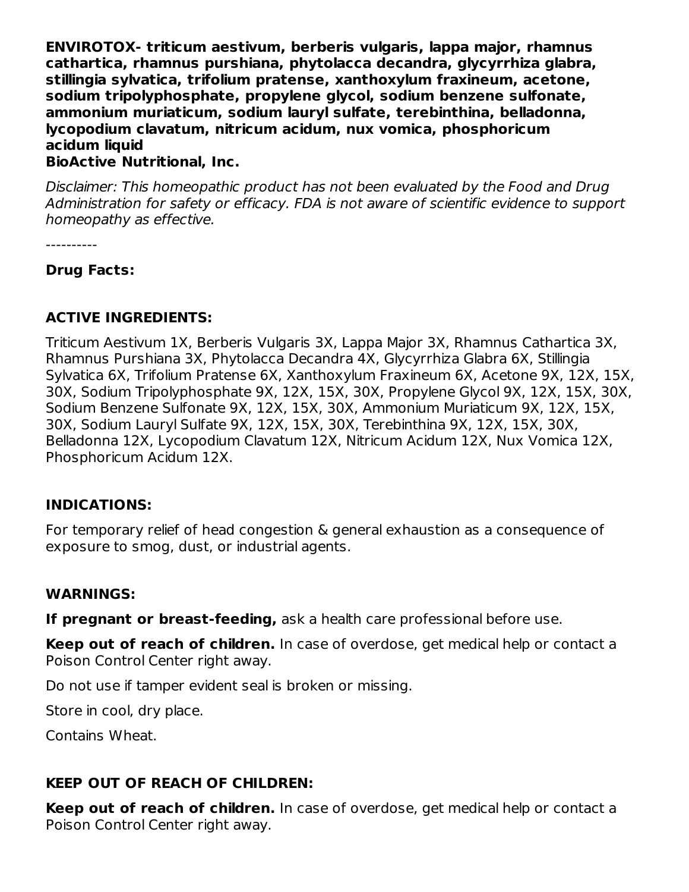**ENVIROTOX- triticum aestivum, berberis vulgaris, lappa major, rhamnus cathartica, rhamnus purshiana, phytolacca decandra, glycyrrhiza glabra, stillingia sylvatica, trifolium pratense, xanthoxylum fraxineum, acetone, sodium tripolyphosphate, propylene glycol, sodium benzene sulfonate, ammonium muriaticum, sodium lauryl sulfate, terebinthina, belladonna, lycopodium clavatum, nitricum acidum, nux vomica, phosphoricum acidum liquid**
**BioActive Nutritional, Inc.**

*Disclaimer: This homeopathic product has not been evaluated by the Food and Drug Administration for safety or efficacy. FDA is not aware of scientific evidence to support homeopathy as effective.*

----------

**Drug Facts:**

**ACTIVE INGREDIENTS:**

Triticum Aestivum 1X, Berberis Vulgaris 3X, Lappa Major 3X, Rhamnus Cathartica 3X, Rhamnus Purshiana 3X, Phytolacca Decandra 4X, Glycyrrhiza Glabra 6X, Stillingia Sylvatica 6X, Trifolium Pratense 6X, Xanthoxylum Fraxineum 6X, Acetone 9X, 12X, 15X, 30X, Sodium Tripolyphosphate 9X, 12X, 15X, 30X, Propylene Glycol 9X, 12X, 15X, 30X, Sodium Benzene Sulfonate 9X, 12X, 15X, 30X, Ammonium Muriaticum 9X, 12X, 15X, 30X, Sodium Lauryl Sulfate 9X, 12X, 15X, 30X, Terebinthina 9X, 12X, 15X, 30X, Belladonna 12X, Lycopodium Clavatum 12X, Nitricum Acidum 12X, Nux Vomica 12X, Phosphoricum Acidum 12X.

**INDICATIONS:**

For temporary relief of head congestion & general exhaustion as a consequence of exposure to smog, dust, or industrial agents.

**WARNINGS:**

**If pregnant or breast-feeding,** ask a health care professional before use.

**Keep out of reach of children.** In case of overdose, get medical help or contact a Poison Control Center right away.

Do not use if tamper evident seal is broken or missing.

Store in cool, dry place.

Contains Wheat.

**KEEP OUT OF REACH OF CHILDREN:**

**Keep out of reach of children.** In case of overdose, get medical help or contact a Poison Control Center right away.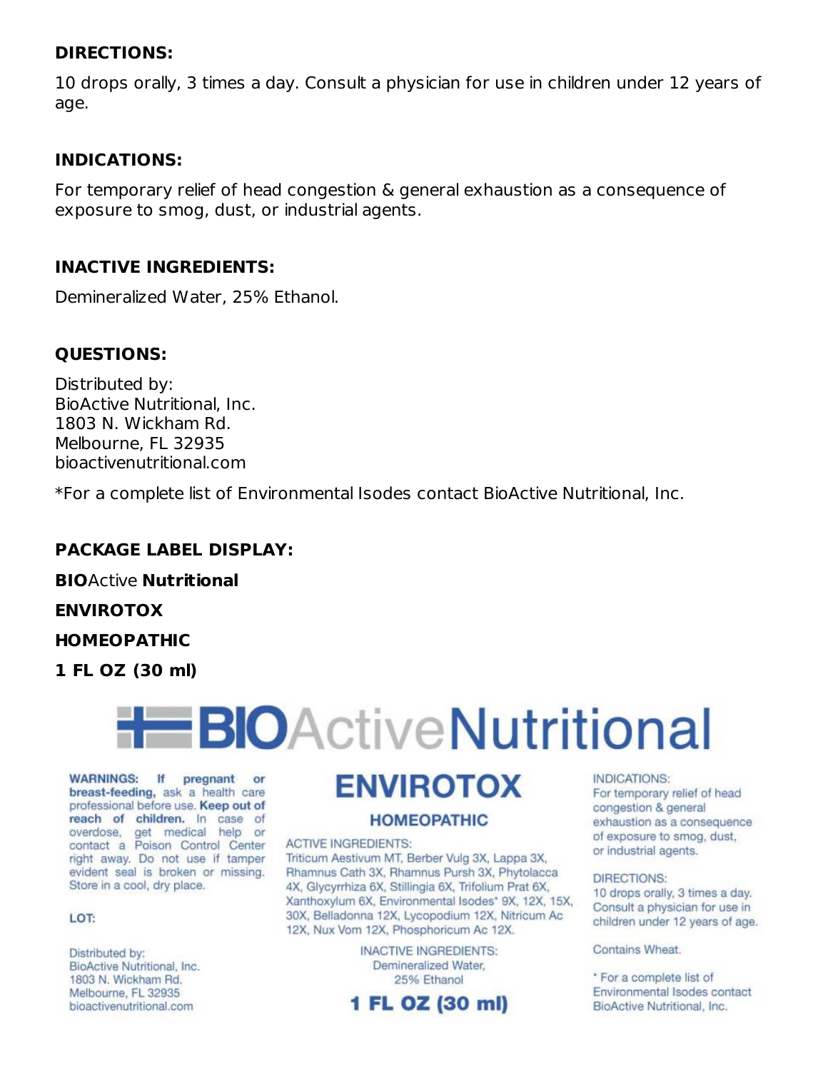**DIRECTIONS:**

10 drops orally, 3 times a day. Consult a physician for use in children under 12 years of age.

**INDICATIONS:**

For temporary relief of head congestion & general exhaustion as a consequence of exposure to smog, dust, or industrial agents.

**INACTIVE INGREDIENTS:**

Demineralized Water, 25% Ethanol.

**QUESTIONS:**

Distributed by:
BioActive Nutritional, Inc.
1803 N. Wickham Rd.
Melbourne, FL 32935
bioactivenutritional.com

*For a complete list of Environmental Isodes contact BioActive Nutritional, Inc.

**PACKAGE LABEL DISPLAY:**

**BIO**Active **Nutritional**

**ENVIROTOX**

**HOMEOPATHIC**

**1 FL OZ (30 ml)**

**BIO**Active**Nutritional**

**WARNINGS: If pregnant or breast-feeding,** ask a health care professional before use. **Keep out of reach of children.** In case of overdose, get medical help or contact a Poison Control Center right away. Do not use if tamper evident seal is broken or missing. Store in a cool, dry place.

LOT:

Distributed by:
BioActive Nutritional, Inc.
1803 N. Wickham Rd.
Melbourne, FL 32935
bioactivenutritional.com

**ENVIROTOX**

**HOMEOPATHIC**

ACTIVE INGREDIENTS:
Triticum Aestivum MT, Berber Vulg 3X, Lappa 3X, Rhamnus Cath 3X, Rhamnus Pursh 3X, Phytolacca 4X, Glycyrrhiza 6X, Stillingia 6X, Trifolium Prat 6X, Xanthoxylum 6X, Environmental Isodes* 9X, 12X, 15X, 30X, Belladonna 12X, Lycopodium 12X, Nitricum Ac 12X, Nux Vom 12X, Phosphoricum Ac 12X.

INACTIVE INGREDIENTS:
Demineralized Water,
25% Ethanol

**1 FL OZ (30 ml)**

INDICATIONS:
For temporary relief of head congestion & general exhaustion as a consequence of exposure to smog, dust, or industrial agents.

DIRECTIONS:
10 drops orally, 3 times a day. Consult a physician for use in children under 12 years of age.

Contains Wheat.

* For a complete list of Environmental Isodes contact BioActive Nutritional, Inc.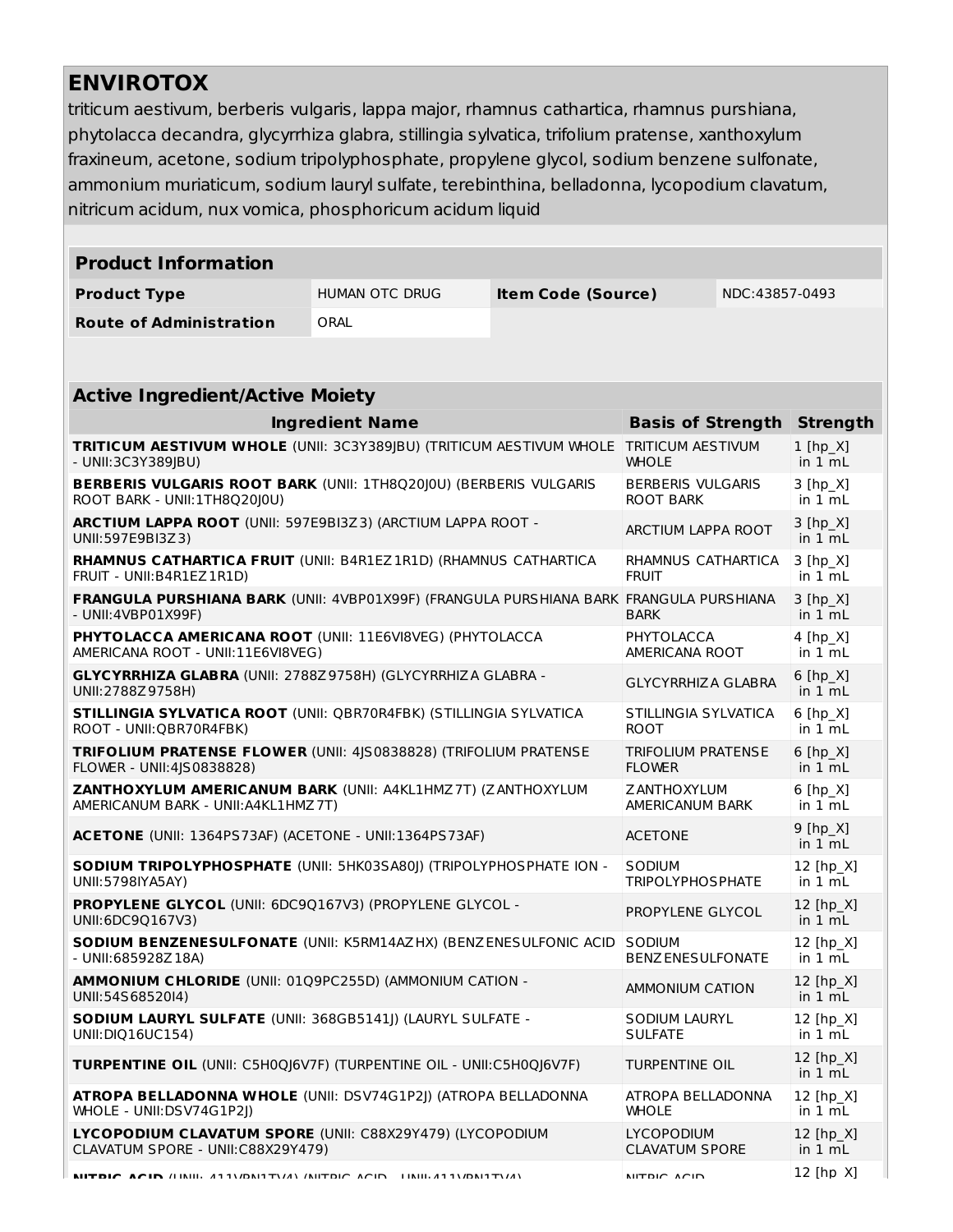# ENVIROTOX

triticum aestivum, berberis vulgaris, lappa major, rhamnus cathartica, rhamnus purshiana, phytolacca decandra, glycyrrhiza glabra, stillingia sylvatica, trifolium pratense, xanthoxylum fraxineum, acetone, sodium tripolyphosphate, propylene glycol, sodium benzene sulfonate, ammonium muriaticum, sodium lauryl sulfate, terebinthina, belladonna, lycopodium clavatum, nitricum acidum, nux vomica, phosphoricum acidum liquid

| Product Information | | | |
|---|---|---|---|
| **Product Type** | HUMAN OTC DRUG | **Item Code (Source)** | NDC:43857-0493 |
| **Route of Administration** | ORAL | | |

| Active Ingredient/Active Moiety | | |
|---|---|---|
| **Ingredient Name** | **Basis of Strength** | **Strength** |
| **TRITICUM AESTIVUM WHOLE** (UNII: 3C3Y389JBU) (TRITICUM AESTIVUM WHOLE - UNII:3C3Y389JBU) | TRITICUM AESTIVUM WHOLE | 1 [hp_X] in 1 mL |
| **BERBERIS VULGARIS ROOT BARK** (UNII: 1TH8Q20J0U) (BERBERIS VULGARIS ROOT BARK - UNII:1TH8Q20J0U) | BERBERIS VULGARIS ROOT BARK | 3 [hp_X] in 1 mL |
| **ARCTIUM LAPPA ROOT** (UNII: 597E9BI3Z3) (ARCTIUM LAPPA ROOT - UNII:597E9BI3Z3) | ARCTIUM LAPPA ROOT | 3 [hp_X] in 1 mL |
| **RHAMNUS CATHARTICA FRUIT** (UNII: B4R1EZ1R1D) (RHAMNUS CATHARTICA FRUIT - UNII:B4R1EZ1R1D) | RHAMNUS CATHARTICA FRUIT | 3 [hp_X] in 1 mL |
| **FRANGULA PURSHIANA BARK** (UNII: 4VBP01X99F) (FRANGULA PURSHIANA BARK - UNII:4VBP01X99F) | FRANGULA PURSHIANA BARK | 3 [hp_X] in 1 mL |
| **PHYTOLACCA AMERICANA ROOT** (UNII: 11E6VI8VEG) (PHYTOLACCA AMERICANA ROOT - UNII:11E6VI8VEG) | PHYTOLACCA AMERICANA ROOT | 4 [hp_X] in 1 mL |
| **GLYCYRRHIZA GLABRA** (UNII: 2788Z9758H) (GLYCYRRHIZA GLABRA - UNII:2788Z9758H) | GLYCYRRHIZA GLABRA | 6 [hp_X] in 1 mL |
| **STILLINGIA SYLVATICA ROOT** (UNII: QBR70R4FBK) (STILLINGIA SYLVATICA ROOT - UNII:QBR70R4FBK) | STILLINGIA SYLVATICA ROOT | 6 [hp_X] in 1 mL |
| **TRIFOLIUM PRATENSE FLOWER** (UNII: 4JS0838828) (TRIFOLIUM PRATENSE FLOWER - UNII:4JS0838828) | TRIFOLIUM PRATENSE FLOWER | 6 [hp_X] in 1 mL |
| **ZANTHOXYLUM AMERICANUM BARK** (UNII: A4KL1HMZ7T) (ZANTHOXYLUM AMERICANUM BARK - UNII:A4KL1HMZ7T) | ZANTHOXYLUM AMERICANUM BARK | 6 [hp_X] in 1 mL |
| **ACETONE** (UNII: 1364PS73AF) (ACETONE - UNII:1364PS73AF) | ACETONE | 9 [hp_X] in 1 mL |
| **SODIUM TRIPOLYPHOSPHATE** (UNII: 5HK03SA80J) (TRIPOLYPHOSPHATE ION - UNII:5798IYA5AY) | SODIUM TRIPOLYPHOSPHATE | 12 [hp_X] in 1 mL |
| **PROPYLENE GLYCOL** (UNII: 6DC9Q167V3) (PROPYLENE GLYCOL - UNII:6DC9Q167V3) | PROPYLENE GLYCOL | 12 [hp_X] in 1 mL |
| **SODIUM BENZENESULFONATE** (UNII: K5RM14AZHX) (BENZENESULFONIC ACID - UNII:685928Z18A) | SODIUM BENZENESULFONATE | 12 [hp_X] in 1 mL |
| **AMMONIUM CHLORIDE** (UNII: 01Q9PC255D) (AMMONIUM CATION - UNII:54S68520I4) | AMMONIUM CATION | 12 [hp_X] in 1 mL |
| **SODIUM LAURYL SULFATE** (UNII: 368GB5141J) (LAURYL SULFATE - UNII:DIQ16UC154) | SODIUM LAURYL SULFATE | 12 [hp_X] in 1 mL |
| **TURPENTINE OIL** (UNII: C5H0QJ6V7F) (TURPENTINE OIL - UNII:C5H0QJ6V7F) | TURPENTINE OIL | 12 [hp_X] in 1 mL |
| **ATROPA BELLADONNA WHOLE** (UNII: DSV74G1P2J) (ATROPA BELLADONNA WHOLE - UNII:DSV74G1P2J) | ATROPA BELLADONNA WHOLE | 12 [hp_X] in 1 mL |
| **LYCOPODIUM CLAVATUM SPORE** (UNII: C88X29Y479) (LYCOPODIUM CLAVATUM SPORE - UNII:C88X29Y479) | LYCOPODIUM CLAVATUM SPORE | 12 [hp_X] in 1 mL |
| **NITRIC ACID** (UNII: 411VRN1TV4) (NITRIC ACID - UNII:411VRN1TV4) | NITRIC ACID | 12 [hp_X] |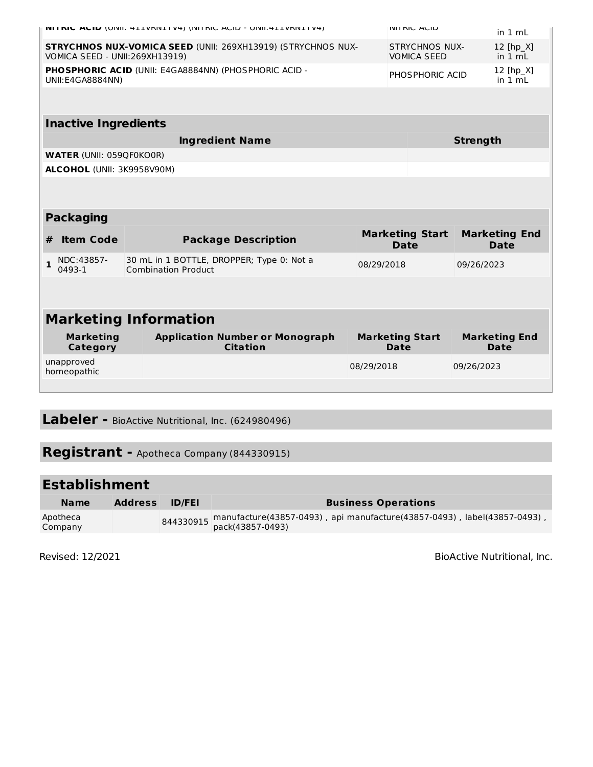| | | |
|---|---|---|
| **NITRIC ACID** (UNII: 411VRN1TV4) (NITRIC ACID - UNII:411VRN1TV4) | NITRIC ACID | in 1 mL |
| **STRYCHNOS NUX-VOMICA SEED** (UNII: 269XH13919) (STRYCHNOS NUX-VOMICA SEED - UNII:269XH13919) | STRYCHNOS NUX-VOMICA SEED | 12 [hp_X] in 1 mL |
| **PHOSPHORIC ACID** (UNII: E4GA8884NN) (PHOSPHORIC ACID - UNII:E4GA8884NN) | PHOSPHORIC ACID | 12 [hp_X] in 1 mL |

| Inactive Ingredients | |
|---|---|
| **Ingredient Name** | **Strength** |
| **WATER** (UNII: 059QF0KO0R) | |
| **ALCOHOL** (UNII: 3K9958V90M) | |

| Packaging | | | | |
|---|---|---|---|---|
| **#** | **Item Code** | **Package Description** | **Marketing Start Date** | **Marketing End Date** |
| 1 | NDC:43857-0493-1 | 30 mL in 1 BOTTLE, DROPPER; Type 0: Not a Combination Product | 08/29/2018 | 09/26/2023 |

| Marketing Information | | | |
|---|---|---|---|
| **Marketing Category** | **Application Number or Monograph Citation** | **Marketing Start Date** | **Marketing End Date** |
| unapproved homeopathic | | 08/29/2018 | 09/26/2023 |

## Labeler - BioActive Nutritional, Inc. (624980496)

## Registrant - Apotheca Company (844330915)

## Establishment

| Name | Address | ID/FEI | Business Operations |
|---|---|---|---|
| Apotheca Company | | 844330915 | manufacture(43857-0493) , api manufacture(43857-0493) , label(43857-0493) , pack(43857-0493) |

Revised: 12/2021

BioActive Nutritional, Inc.